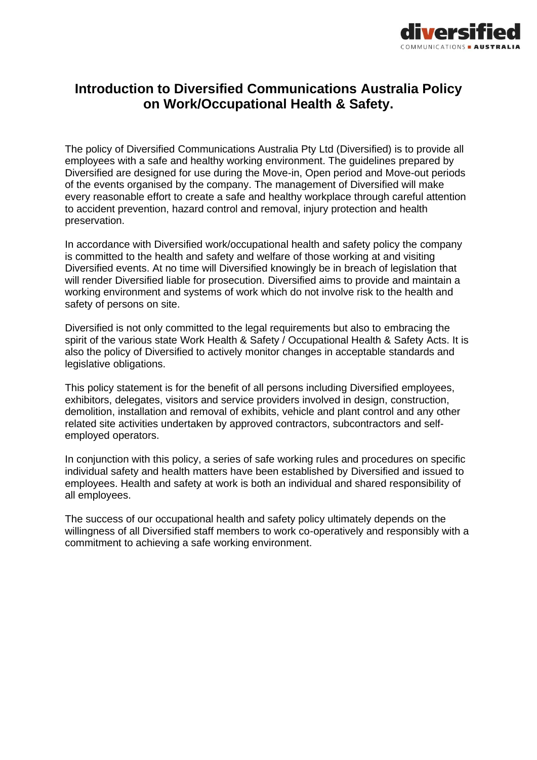# Introduction to Diversified Communications Australia Policy on Work/Occupational Health & Safety.

The policy of Diversified Communications Australia Pty Ltd (Diversified) is to provide all employees with a safe and healthy working environment. The guidelines prepared by Diversified are designed for use during the Move-in, Open period and Move-out periods of the events organised by the company. The management of Diversified will make every reasonable effort to create a safe and healthy workplace through careful attention to accident prevention, hazard control and removal, injury protection and health preservation.

In accordance with Diversified work/occupational health and safety policy the company is committed to the health and safety and welfare of those working at and visiting Diversified events. At no time will Diversified knowingly be in breach of legislation that will render Diversified liable for prosecution. Diversified aims to provide and maintain a working environment and systems of work which do not involve risk to the health and safety of persons on site.

Diversified is not only committed to the legal requirements but also to embracing the spirit of the various state Work Health & Safety / Occupational Health & Safety Acts. It is also the policy of Diversified to actively monitor changes in acceptable standards and legislative obligations.

This policy statement is for the benefit of all persons including Diversified employees, exhibitors, delegates, visitors and service providers involved in design, construction, demolition, installation and removal of exhibits, vehicle and plant control and any other related site activities undertaken by approved contractors, subcontractors and self-employed operators.

In conjunction with this policy, a series of safe working rules and procedures on specific individual safety and health matters have been established by Diversified and issued to employees. Health and safety at work is both an individual and shared responsibility of all employees.

The success of our occupational health and safety policy ultimately depends on the willingness of all Diversified staff members to work co-operatively and responsibly with a commitment to achieving a safe working environment.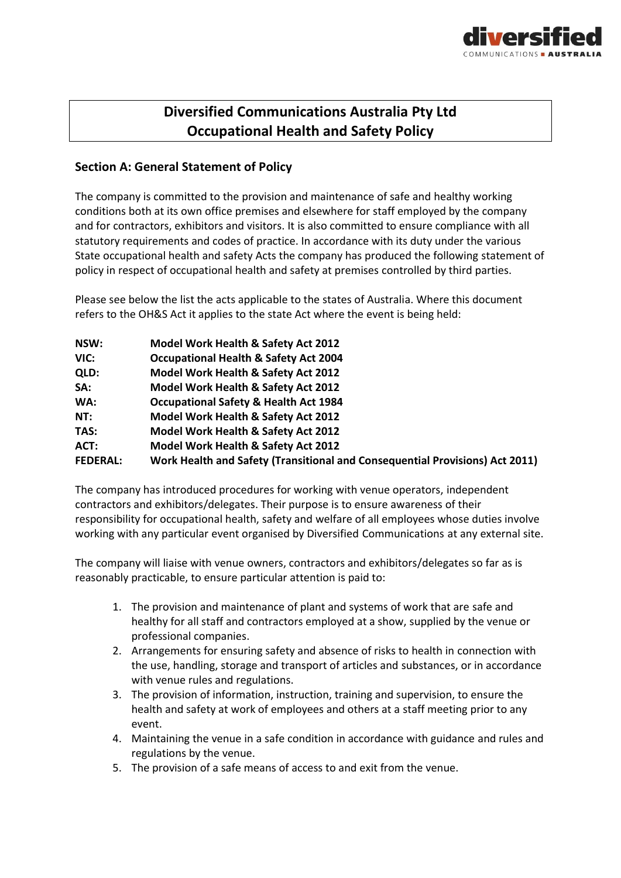# Diversified Communications Australia Pty Ltd
# Occupational Health and Safety Policy

## Section A: General Statement of Policy

The company is committed to the provision and maintenance of safe and healthy working conditions both at its own office premises and elsewhere for staff employed by the company and for contractors, exhibitors and visitors. It is also committed to ensure compliance with all statutory requirements and codes of practice. In accordance with its duty under the various State occupational health and safety Acts the company has produced the following statement of policy in respect of occupational health and safety at premises controlled by third parties.

Please see below the list the acts applicable to the states of Australia. Where this document refers to the OH&S Act it applies to the state Act where the event is being held:

| | |
|---|---|
| **NSW:** | **Model Work Health & Safety Act 2012** |
| **VIC:** | **Occupational Health & Safety Act 2004** |
| **QLD:** | **Model Work Health & Safety Act 2012** |
| **SA:** | **Model Work Health & Safety Act 2012** |
| **WA:** | **Occupational Safety & Health Act 1984** |
| **NT:** | **Model Work Health & Safety Act 2012** |
| **TAS:** | **Model Work Health & Safety Act 2012** |
| **ACT:** | **Model Work Health & Safety Act 2012** |
| **FEDERAL:** | **Work Health and Safety (Transitional and Consequential Provisions) Act 2011)** |

The company has introduced procedures for working with venue operators, independent contractors and exhibitors/delegates. Their purpose is to ensure awareness of their responsibility for occupational health, safety and welfare of all employees whose duties involve working with any particular event organised by Diversified Communications at any external site.

The company will liaise with venue owners, contractors and exhibitors/delegates so far as is reasonably practicable, to ensure particular attention is paid to:

1. The provision and maintenance of plant and systems of work that are safe and healthy for all staff and contractors employed at a show, supplied by the venue or professional companies.
2. Arrangements for ensuring safety and absence of risks to health in connection with the use, handling, storage and transport of articles and substances, or in accordance with venue rules and regulations.
3. The provision of information, instruction, training and supervision, to ensure the health and safety at work of employees and others at a staff meeting prior to any event.
4. Maintaining the venue in a safe condition in accordance with guidance and rules and regulations by the venue.
5. The provision of a safe means of access to and exit from the venue.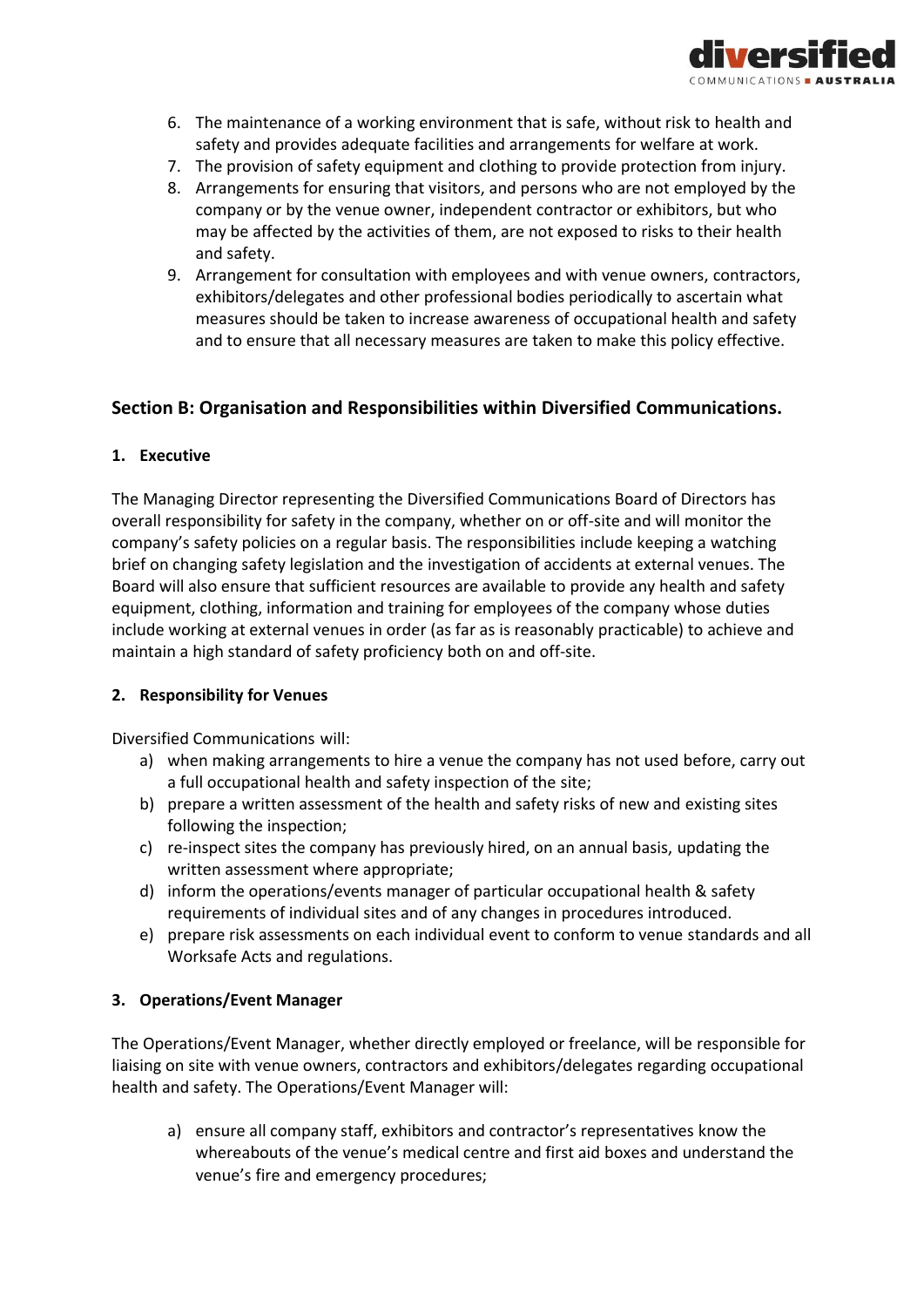6. The maintenance of a working environment that is safe, without risk to health and safety and provides adequate facilities and arrangements for welfare at work.
7. The provision of safety equipment and clothing to provide protection from injury.
8. Arrangements for ensuring that visitors, and persons who are not employed by the company or by the venue owner, independent contractor or exhibitors, but who may be affected by the activities of them, are not exposed to risks to their health and safety.
9. Arrangement for consultation with employees and with venue owners, contractors, exhibitors/delegates and other professional bodies periodically to ascertain what measures should be taken to increase awareness of occupational health and safety and to ensure that all necessary measures are taken to make this policy effective.

## Section B: Organisation and Responsibilities within Diversified Communications.

### 1. Executive

The Managing Director representing the Diversified Communications Board of Directors has overall responsibility for safety in the company, whether on or off-site and will monitor the company's safety policies on a regular basis. The responsibilities include keeping a watching brief on changing safety legislation and the investigation of accidents at external venues. The Board will also ensure that sufficient resources are available to provide any health and safety equipment, clothing, information and training for employees of the company whose duties include working at external venues in order (as far as is reasonably practicable) to achieve and maintain a high standard of safety proficiency both on and off-site.

### 2. Responsibility for Venues

Diversified Communications will:

a) when making arrangements to hire a venue the company has not used before, carry out a full occupational health and safety inspection of the site;
b) prepare a written assessment of the health and safety risks of new and existing sites following the inspection;
c) re-inspect sites the company has previously hired, on an annual basis, updating the written assessment where appropriate;
d) inform the operations/events manager of particular occupational health & safety requirements of individual sites and of any changes in procedures introduced.
e) prepare risk assessments on each individual event to conform to venue standards and all Worksafe Acts and regulations.

### 3. Operations/Event Manager

The Operations/Event Manager, whether directly employed or freelance, will be responsible for liaising on site with venue owners, contractors and exhibitors/delegates regarding occupational health and safety. The Operations/Event Manager will:

a) ensure all company staff, exhibitors and contractor's representatives know the whereabouts of the venue's medical centre and first aid boxes and understand the venue's fire and emergency procedures;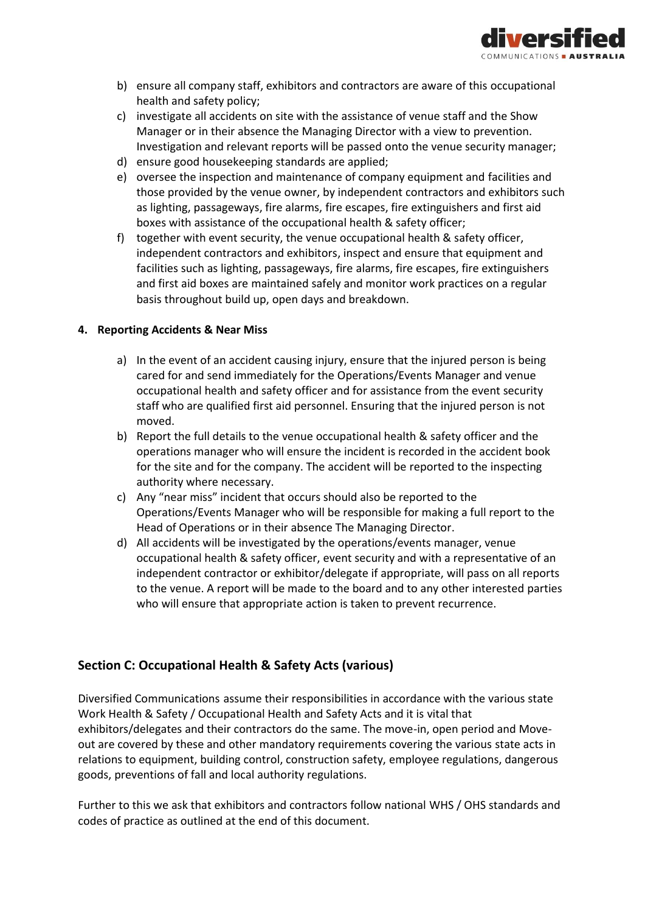b) ensure all company staff, exhibitors and contractors are aware of this occupational health and safety policy;
c) investigate all accidents on site with the assistance of venue staff and the Show Manager or in their absence the Managing Director with a view to prevention. Investigation and relevant reports will be passed onto the venue security manager;
d) ensure good housekeeping standards are applied;
e) oversee the inspection and maintenance of company equipment and facilities and those provided by the venue owner, by independent contractors and exhibitors such as lighting, passageways, fire alarms, fire escapes, fire extinguishers and first aid boxes with assistance of the occupational health & safety officer;
f) together with event security, the venue occupational health & safety officer, independent contractors and exhibitors, inspect and ensure that equipment and facilities such as lighting, passageways, fire alarms, fire escapes, fire extinguishers and first aid boxes are maintained safely and monitor work practices on a regular basis throughout build up, open days and breakdown.

**4. Reporting Accidents & Near Miss**

a) In the event of an accident causing injury, ensure that the injured person is being cared for and send immediately for the Operations/Events Manager and venue occupational health and safety officer and for assistance from the event security staff who are qualified first aid personnel. Ensuring that the injured person is not moved.
b) Report the full details to the venue occupational health & safety officer and the operations manager who will ensure the incident is recorded in the accident book for the site and for the company. The accident will be reported to the inspecting authority where necessary.
c) Any "near miss" incident that occurs should also be reported to the Operations/Events Manager who will be responsible for making a full report to the Head of Operations or in their absence The Managing Director.
d) All accidents will be investigated by the operations/events manager, venue occupational health & safety officer, event security and with a representative of an independent contractor or exhibitor/delegate if appropriate, will pass on all reports to the venue. A report will be made to the board and to any other interested parties who will ensure that appropriate action is taken to prevent recurrence.

## Section C: Occupational Health & Safety Acts (various)

Diversified Communications assume their responsibilities in accordance with the various state Work Health & Safety / Occupational Health and Safety Acts and it is vital that exhibitors/delegates and their contractors do the same. The move-in, open period and Move-out are covered by these and other mandatory requirements covering the various state acts in relations to equipment, building control, construction safety, employee regulations, dangerous goods, preventions of fall and local authority regulations.

Further to this we ask that exhibitors and contractors follow national WHS / OHS standards and codes of practice as outlined at the end of this document.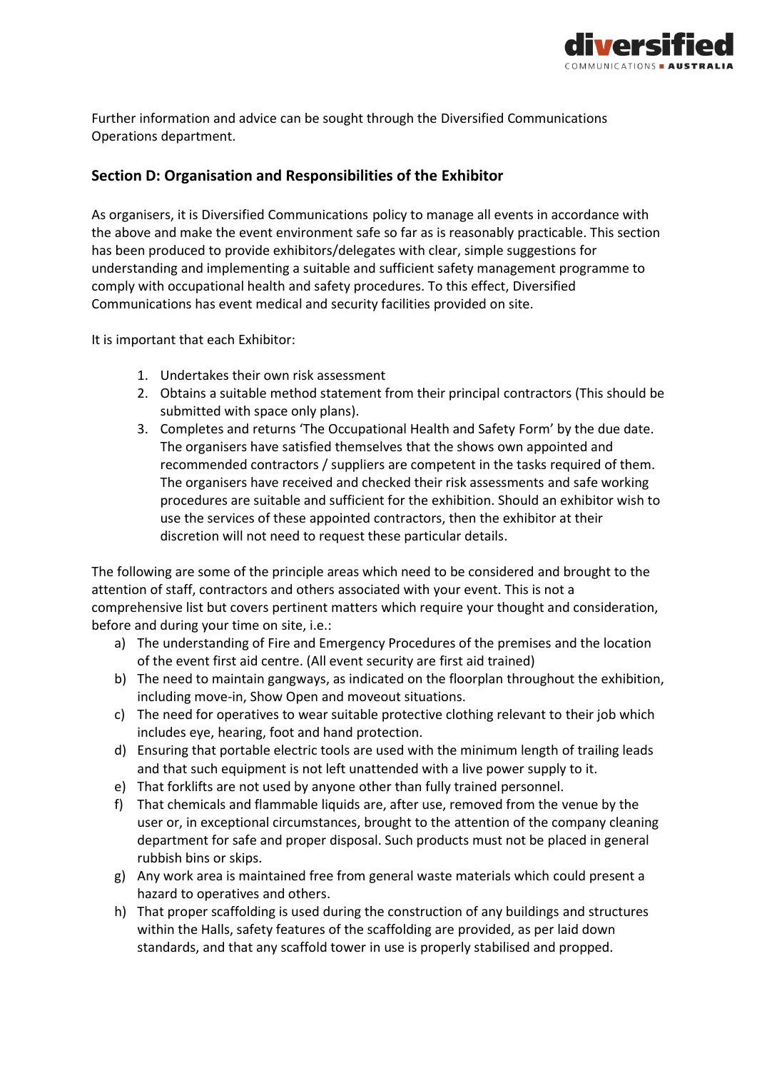Further information and advice can be sought through the Diversified Communications Operations department.

## Section D: Organisation and Responsibilities of the Exhibitor

As organisers, it is Diversified Communications policy to manage all events in accordance with the above and make the event environment safe so far as is reasonably practicable. This section has been produced to provide exhibitors/delegates with clear, simple suggestions for understanding and implementing a suitable and sufficient safety management programme to comply with occupational health and safety procedures. To this effect, Diversified Communications has event medical and security facilities provided on site.

It is important that each Exhibitor:

1. Undertakes their own risk assessment
2. Obtains a suitable method statement from their principal contractors (This should be submitted with space only plans).
3. Completes and returns 'The Occupational Health and Safety Form' by the due date. The organisers have satisfied themselves that the shows own appointed and recommended contractors / suppliers are competent in the tasks required of them. The organisers have received and checked their risk assessments and safe working procedures are suitable and sufficient for the exhibition. Should an exhibitor wish to use the services of these appointed contractors, then the exhibitor at their discretion will not need to request these particular details.

The following are some of the principle areas which need to be considered and brought to the attention of staff, contractors and others associated with your event. This is not a comprehensive list but covers pertinent matters which require your thought and consideration, before and during your time on site, i.e.:

a) The understanding of Fire and Emergency Procedures of the premises and the location of the event first aid centre. (All event security are first aid trained)
b) The need to maintain gangways, as indicated on the floorplan throughout the exhibition, including move-in, Show Open and moveout situations.
c) The need for operatives to wear suitable protective clothing relevant to their job which includes eye, hearing, foot and hand protection.
d) Ensuring that portable electric tools are used with the minimum length of trailing leads and that such equipment is not left unattended with a live power supply to it.
e) That forklifts are not used by anyone other than fully trained personnel.
f) That chemicals and flammable liquids are, after use, removed from the venue by the user or, in exceptional circumstances, brought to the attention of the company cleaning department for safe and proper disposal. Such products must not be placed in general rubbish bins or skips.
g) Any work area is maintained free from general waste materials which could present a hazard to operatives and others.
h) That proper scaffolding is used during the construction of any buildings and structures within the Halls, safety features of the scaffolding are provided, as per laid down standards, and that any scaffold tower in use is properly stabilised and propped.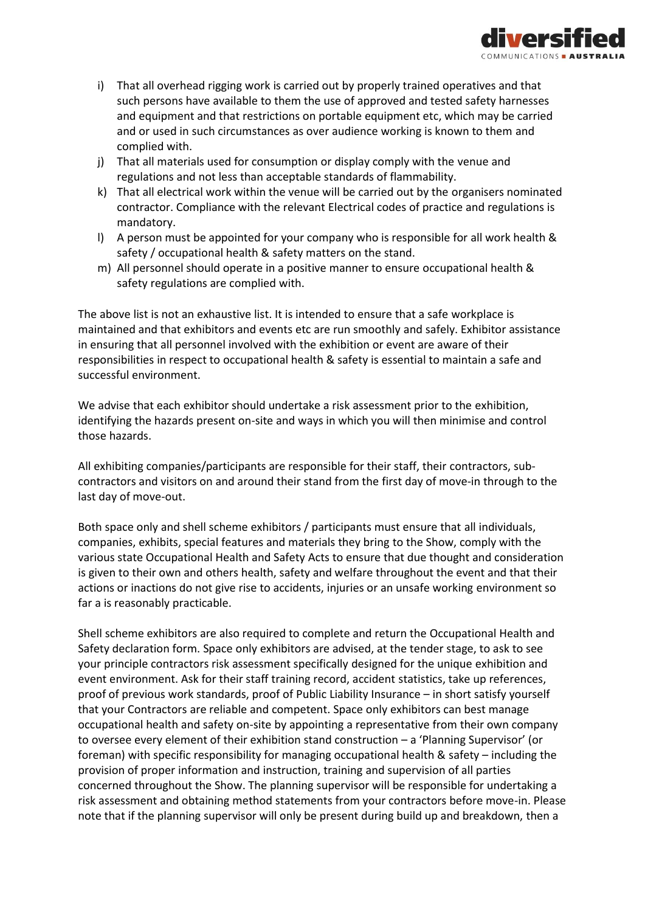i) That all overhead rigging work is carried out by properly trained operatives and that such persons have available to them the use of approved and tested safety harnesses and equipment and that restrictions on portable equipment etc, which may be carried and or used in such circumstances as over audience working is known to them and complied with.
j) That all materials used for consumption or display comply with the venue and regulations and not less than acceptable standards of flammability.
k) That all electrical work within the venue will be carried out by the organisers nominated contractor. Compliance with the relevant Electrical codes of practice and regulations is mandatory.
l) A person must be appointed for your company who is responsible for all work health & safety / occupational health & safety matters on the stand.
m) All personnel should operate in a positive manner to ensure occupational health & safety regulations are complied with.

The above list is not an exhaustive list. It is intended to ensure that a safe workplace is maintained and that exhibitors and events etc are run smoothly and safely. Exhibitor assistance in ensuring that all personnel involved with the exhibition or event are aware of their responsibilities in respect to occupational health & safety is essential to maintain a safe and successful environment.

We advise that each exhibitor should undertake a risk assessment prior to the exhibition, identifying the hazards present on-site and ways in which you will then minimise and control those hazards.

All exhibiting companies/participants are responsible for their staff, their contractors, sub-contractors and visitors on and around their stand from the first day of move-in through to the last day of move-out.

Both space only and shell scheme exhibitors / participants must ensure that all individuals, companies, exhibits, special features and materials they bring to the Show, comply with the various state Occupational Health and Safety Acts to ensure that due thought and consideration is given to their own and others health, safety and welfare throughout the event and that their actions or inactions do not give rise to accidents, injuries or an unsafe working environment so far a is reasonably practicable.

Shell scheme exhibitors are also required to complete and return the Occupational Health and Safety declaration form. Space only exhibitors are advised, at the tender stage, to ask to see your principle contractors risk assessment specifically designed for the unique exhibition and event environment. Ask for their staff training record, accident statistics, take up references, proof of previous work standards, proof of Public Liability Insurance – in short satisfy yourself that your Contractors are reliable and competent. Space only exhibitors can best manage occupational health and safety on-site by appointing a representative from their own company to oversee every element of their exhibition stand construction – a 'Planning Supervisor' (or foreman) with specific responsibility for managing occupational health & safety – including the provision of proper information and instruction, training and supervision of all parties concerned throughout the Show. The planning supervisor will be responsible for undertaking a risk assessment and obtaining method statements from your contractors before move-in. Please note that if the planning supervisor will only be present during build up and breakdown, then a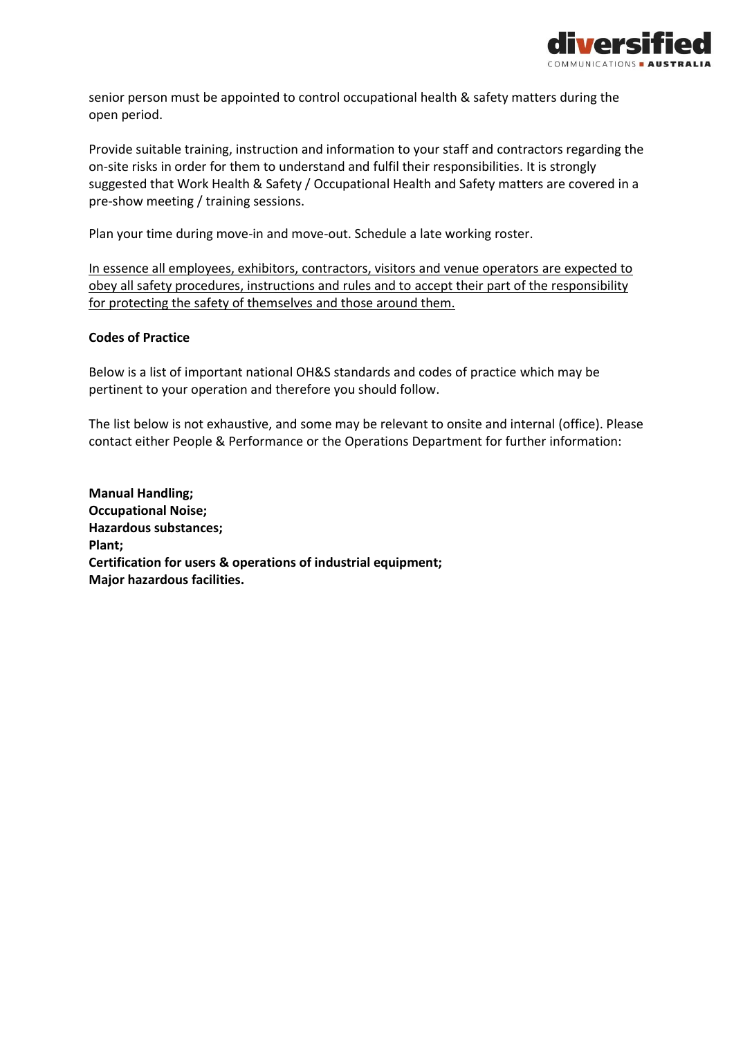senior person must be appointed to control occupational health & safety matters during the open period.

Provide suitable training, instruction and information to your staff and contractors regarding the on-site risks in order for them to understand and fulfil their responsibilities. It is strongly suggested that Work Health & Safety / Occupational Health and Safety matters are covered in a pre-show meeting / training sessions.

Plan your time during move-in and move-out. Schedule a late working roster.

<u>In essence all employees, exhibitors, contractors, visitors and venue operators are expected to obey all safety procedures, instructions and rules and to accept their part of the responsibility for protecting the safety of themselves and those around them.</u>

**Codes of Practice**

Below is a list of important national OH&S standards and codes of practice which may be pertinent to your operation and therefore you should follow.

The list below is not exhaustive, and some may be relevant to onsite and internal (office). Please contact either People & Performance or the Operations Department for further information:

**Manual Handling;**
**Occupational Noise;**
**Hazardous substances;**
**Plant;**
**Certification for users & operations of industrial equipment;**
**Major hazardous facilities.**